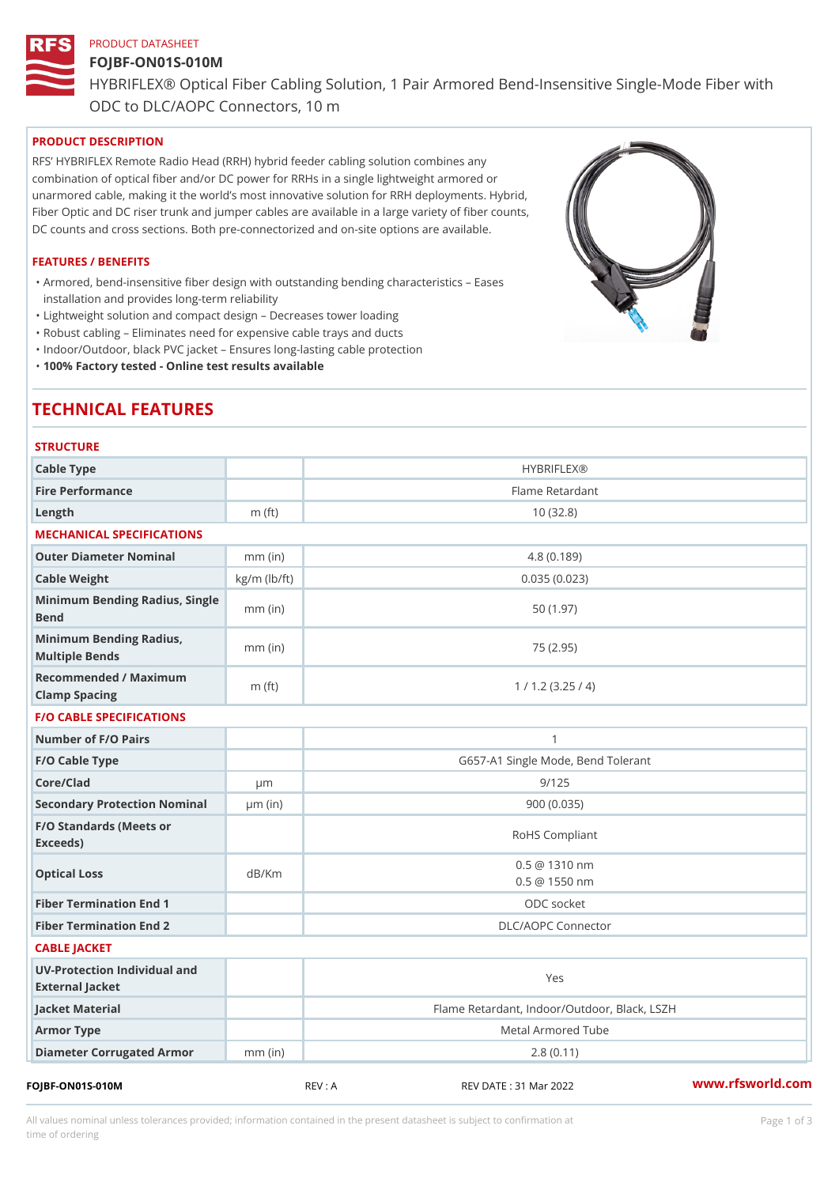PRODUCT DATASHEET

# FOJBF-ON01S-010M

HYBRIFLEX® Optical Fiber Cabling Solution, 1 Pair Armored Bend-Insensitive Single-Mode Fiber with ODC to DLC/AOPC Connectors, 10 m

## PRODUCT DESCRIPTION

RFS' HYBRIFLEX Remote Radio Head (RRH) hybrid feeder cabling solution combines any combination of optical fiber and/or DC power for RRHs in a single lightweight armored or unarmored cable, making it the world's most innovative solution for RRH deployments. Hybrid, Fiber Optic and DC riser trunk and jumper cables are available in a large variety of fiber counts, DC counts and cross sections. Both pre-connectorized and on-site options are available.

## FEATURES / BENEFITS

- Armored, bend-insensitive fiber design with outstanding bending characteristics – Eases installation and provides long-term reliability
- Lightweight solution and compact design – Decreases tower loading
- Robust cabling – Eliminates need for expensive cable trays and ducts
- Indoor/Outdoor, black PVC jacket – Ensures long-lasting cable protection
- **100% Factory tested - Online test results available**

# TECHNICAL FEATURES

## STRUCTURE

| | | |
|---|---|---|
| Cable Type | | HYBRIFLEX® |
| Fire Performance | | Flame Retardant |
| Length | m (ft) | 10 (32.8) |

## MECHANICAL SPECIFICATIONS

| | | |
|---|---|---|
| Outer Diameter Nominal | mm (in) | 4.8 (0.189) |
| Cable Weight | kg/m (lb/ft) | 0.035 (0.023) |
| Minimum Bending Radius, Single Bend | mm (in) | 50 (1.97) |
| Minimum Bending Radius, Multiple Bends | mm (in) | 75 (2.95) |
| Recommended / Maximum Clamp Spacing | m (ft) | 1 / 1.2 (3.25 / 4) |

## F/O CABLE SPECIFICATIONS

| | | |
|---|---|---|
| Number of F/O Pairs | | 1 |
| F/O Cable Type | | G657-A1 Single Mode, Bend Tolerant |
| Core/Clad | μm | 9/125 |
| Secondary Protection Nominal | μm (in) | 900 (0.035) |
| F/O Standards (Meets or Exceeds) | | RoHS Compliant |
| Optical Loss | dB/Km | 0.5 @ 1310 nm<br>0.5 @ 1550 nm |
| Fiber Termination End 1 | | ODC socket |
| Fiber Termination End 2 | | DLC/AOPC Connector |

## CABLE JACKET

| | | |
|---|---|---|
| UV-Protection Individual and External Jacket | | Yes |
| Jacket Material | | Flame Retardant, Indoor/Outdoor, Black, LSZH |
| Armor Type | | Metal Armored Tube |
| Diameter Corrugated Armor | mm (in) | 2.8 (0.11) |

FOJBF-ON01S-010M REV : A REV DATE : 31 Mar 2022 www.rfsworld.com

All values nominal unless tolerances provided; information contained in the present datasheet is subject to confirmation at time of ordering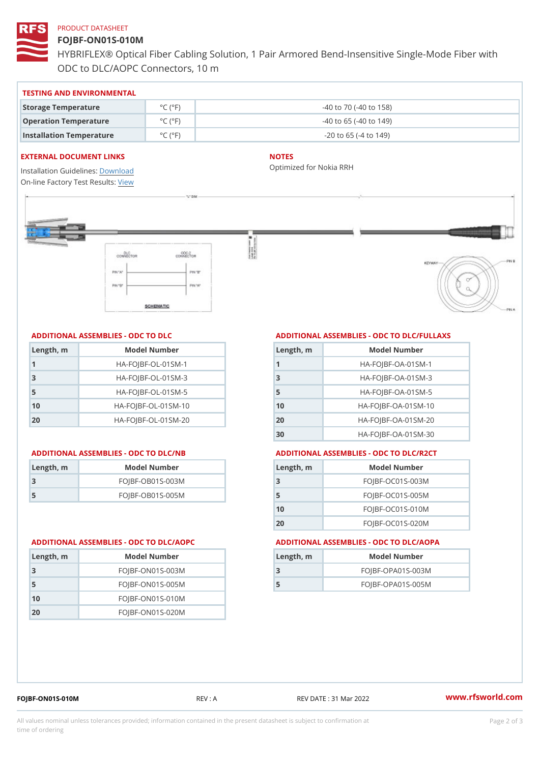PRODUCT DATASHEET

# FOJBF-ON01S-010M

HYBRIFLEX® Optical Fiber Cabling Solution, 1 Pair Armored Bend-Insensitive Single-Mode Fiber with ODC to DLC/AOPC Connectors, 10 m

## TESTING AND ENVIRONMENTAL

| | | |
|---|---|---|
| Storage Temperature | °C (°F) | -40 to 70 (-40 to 158) |
| Operation Temperature | °C (°F) | -40 to 65 (-40 to 149) |
| Installation Temperature | °C (°F) | -20 to 65 (-4 to 149) |

## EXTERNAL DOCUMENT LINKS

Installation Guidelines: Download
On-line Factory Test Results: View

## NOTES

Optimized for Nokia RRH

## ADDITIONAL ASSEMBLIES - ODC TO DLC

| Length, m | Model Number |
|---|---|
| 1 | HA-FOJBF-OL-01SM-1 |
| 3 | HA-FOJBF-OL-01SM-3 |
| 5 | HA-FOJBF-OL-01SM-5 |
| 10 | HA-FOJBF-OL-01SM-10 |
| 20 | HA-FOJBF-OL-01SM-20 |

## ADDITIONAL ASSEMBLIES - ODC TO DLC/FULLAXS

| Length, m | Model Number |
|---|---|
| 1 | HA-FOJBF-OA-01SM-1 |
| 3 | HA-FOJBF-OA-01SM-3 |
| 5 | HA-FOJBF-OA-01SM-5 |
| 10 | HA-FOJBF-OA-01SM-10 |
| 20 | HA-FOJBF-OA-01SM-20 |
| 30 | HA-FOJBF-OA-01SM-30 |

## ADDITIONAL ASSEMBLIES - ODC TO DLC/NB

| Length, m | Model Number |
|---|---|
| 3 | FOJBF-OB01S-003M |
| 5 | FOJBF-OB01S-005M |

## ADDITIONAL ASSEMBLIES - ODC TO DLC/R2CT

| Length, m | Model Number |
|---|---|
| 3 | FOJBF-OC01S-003M |
| 5 | FOJBF-OC01S-005M |
| 10 | FOJBF-OC01S-010M |
| 20 | FOJBF-OC01S-020M |

## ADDITIONAL ASSEMBLIES - ODC TO DLC/AOPC

| Length, m | Model Number |
|---|---|
| 3 | FOJBF-ON01S-003M |
| 5 | FOJBF-ON01S-005M |
| 10 | FOJBF-ON01S-010M |
| 20 | FOJBF-ON01S-020M |

## ADDITIONAL ASSEMBLIES - ODC TO DLC/AOPA

| Length, m | Model Number |
|---|---|
| 3 | FOJBF-OPA01S-003M |
| 5 | FOJBF-OPA01S-005M |

FOJBF-ON01S-010M REV : A REV DATE : 31 Mar 2022 www.rfsworld.com

All values nominal unless tolerances provided; information contained in the present datasheet is subject to confirmation at time of ordering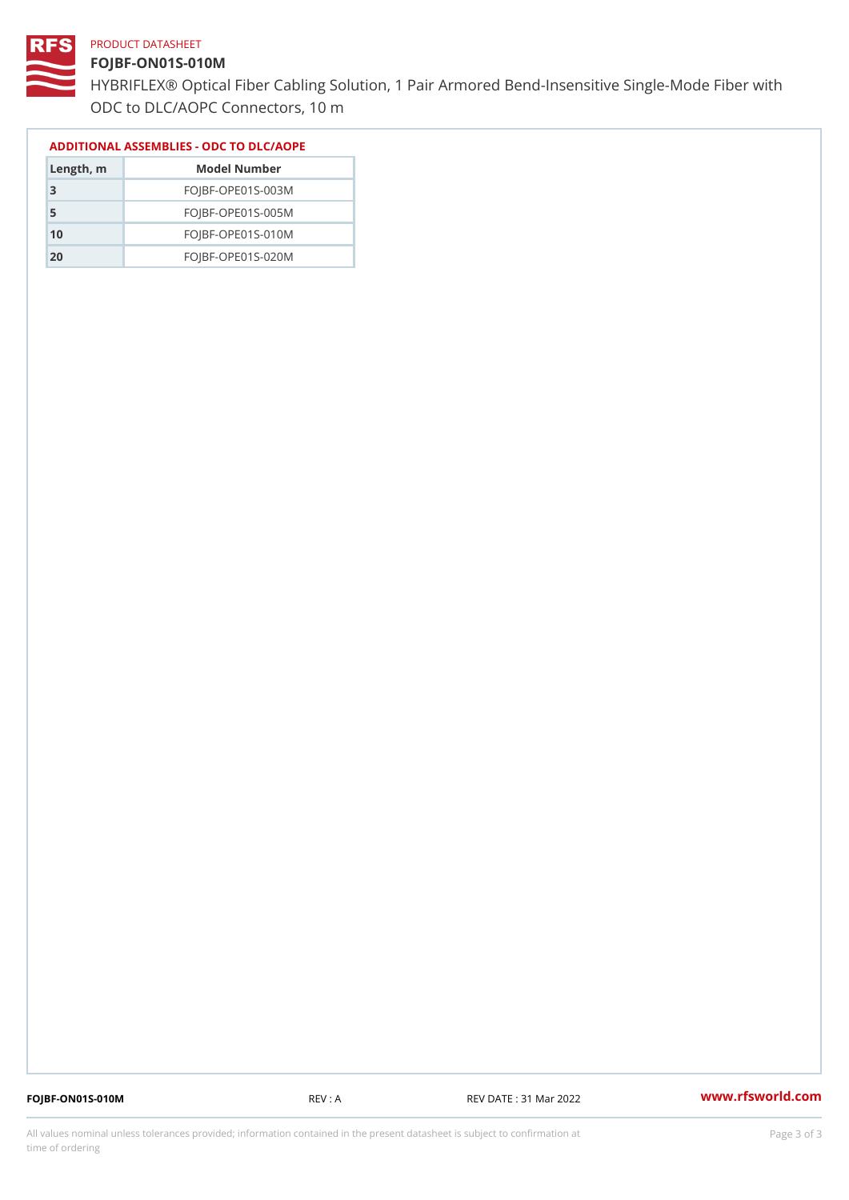## ADDITIONAL ASSEMBLIES - ODC TO DLC/AOPE

| Length, m | Model Number |
|---|---|
| 3 | FOJBF-OPE01S-003M |
| 5 | FOJBF-OPE01S-005M |
| 10 | FOJBF-OPE01S-010M |
| 20 | FOJBF-OPE01S-020M |